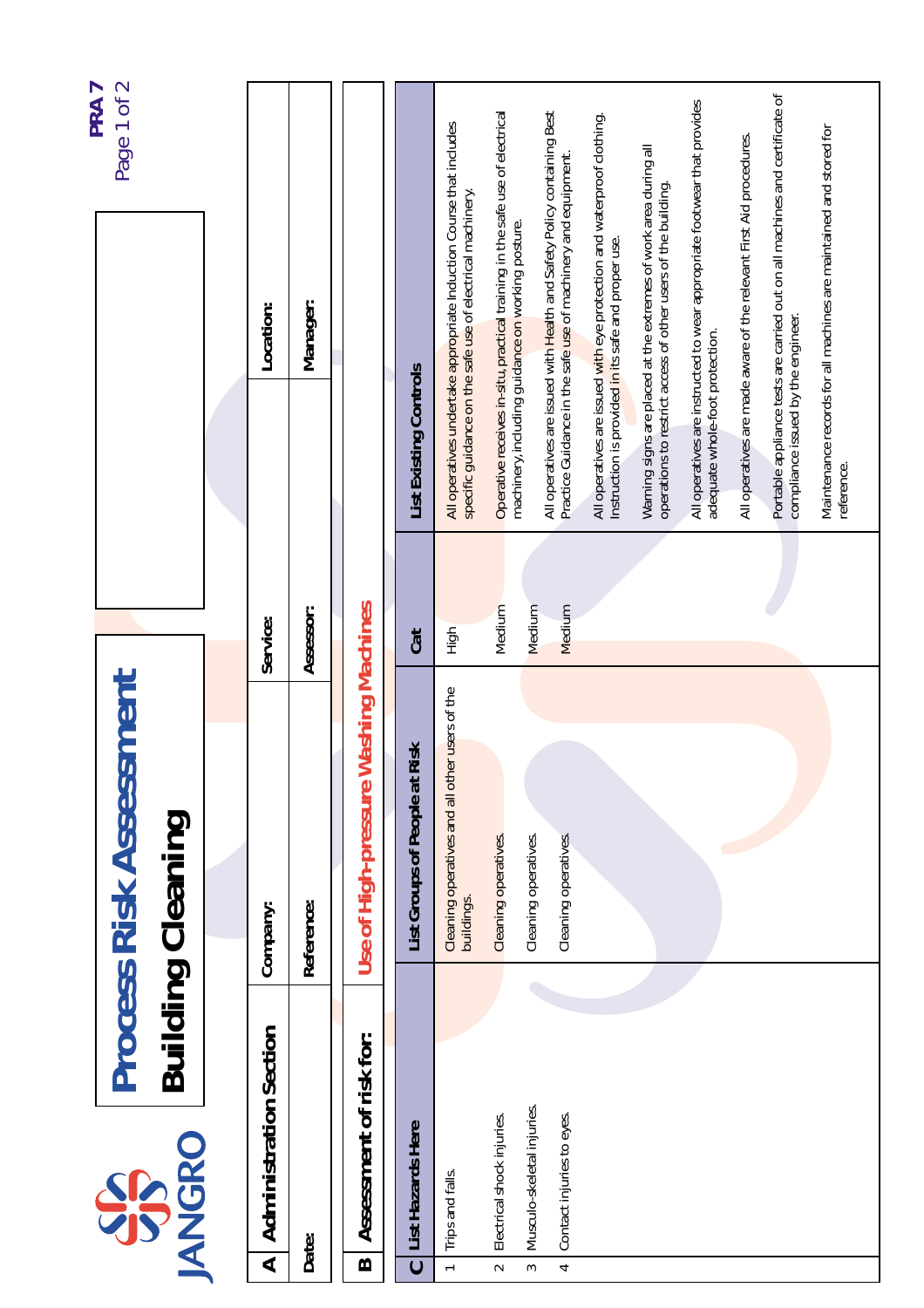JANGRO

# Process Risk Assessment

## Building Cleaning

| A | Administration Section | | | | | |
|---|---|---|---|---|---|---|
| Date: | | Company: | | Service: | | Location: |
| | | Reference: | | Assessor: | | Manager: |

**B Assessment of risk for:** Use of High-pressure Washing Machines

| C | List Hazards Here | List Groups of People at Risk | Cat | List Existing Controls |
|---|---|---|---|---|
| 1 | Trips and falls. | Cleaning operatives and all other users of the buildings. | High | All operatives undertake appropriate Induction Course that includes specific guidance on the safe use of electrical machinery. |
| 2 | Electrical shock injuries. | Cleaning operatives. | Medium | Operative receives in-situ, practical training in the safe use of electrical machinery, including guidance on working posture. |
| 3 | Musculo-skeletal injuries. | Cleaning operatives. | Medium | All operatives are issued with Health and Safety Policy containing Best Practice Guidance in the safe use of machinery and equipment. |
| 4 | Contact injuries to eyes. | Cleaning operatives. | Medium | All operatives are issued with eye protection and waterproof clothing. Instruction is provided in its safe and proper use. |
| | | | | Warning signs are placed at the extremes of work area during all operations to restrict access of other users of the building. |
| | | | | All operatives are instructed to wear appropriate footwear that provides adequate whole-foot protection. |
| | | | | All operatives are made aware of the relevant First Aid procedures. |
| | | | | Portable appliance tests are carried out on all machines and certificate of compliance issued by the engineer. |
| | | | | Maintenance records for all machines are maintained and stored for reference. |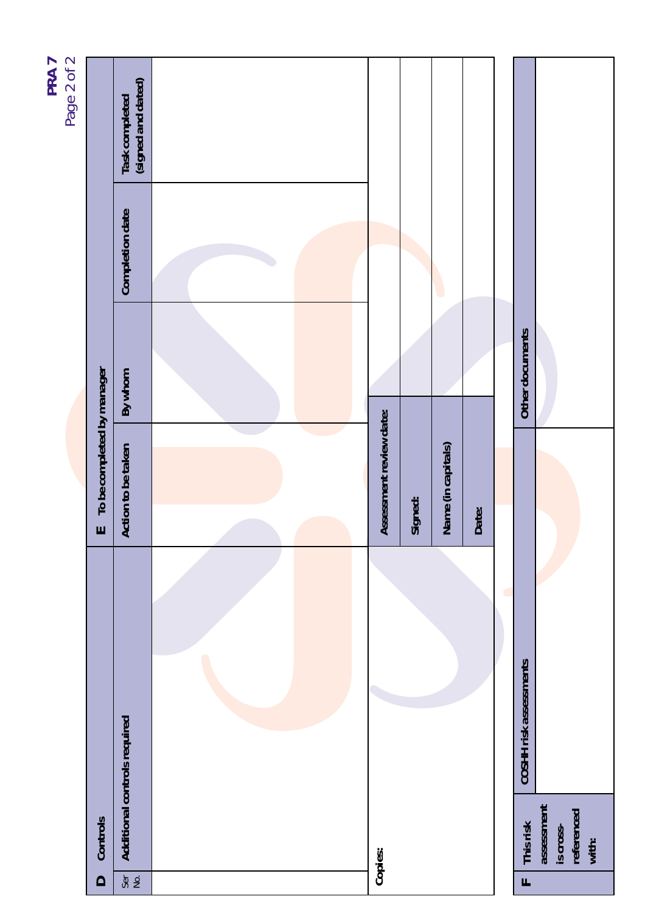| D Controls | | E To be completed by manager | | | |
| --- | --- | --- | --- | --- | --- |
| Ser No. | Additional controls required | Action to be taken | By whom | Completion date | Task completed (signed and dated) |
| | | | | | |

| Copies: | Assessment review date: | |
| --- | --- | --- |
| | Signed: | |
| | Name (in capitals) | |
| | Date: | |

| F This risk assessment is cross-referenced with: | COSHH risk assessments | Other documents |
| --- | --- | --- |
| | | |